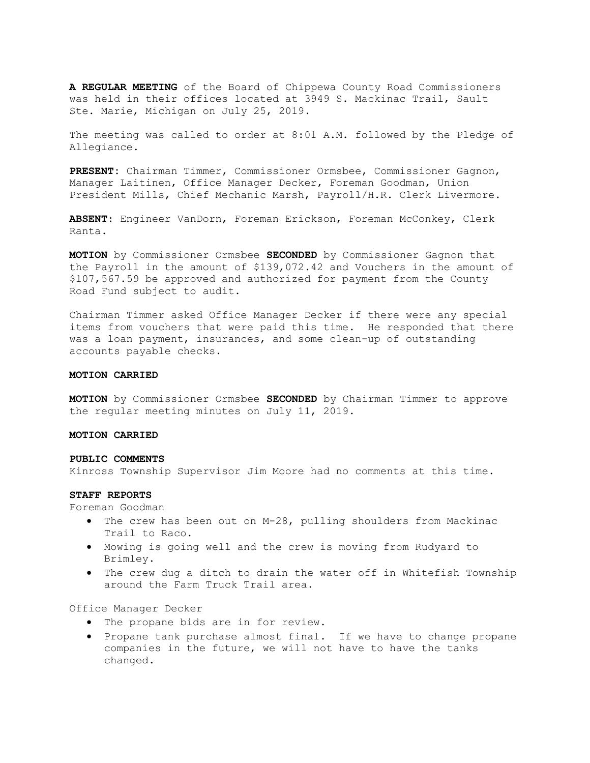**A REGULAR MEETING** of the Board of Chippewa County Road Commissioners was held in their offices located at 3949 S. Mackinac Trail, Sault Ste. Marie, Michigan on July 25, 2019.

The meeting was called to order at 8:01 A.M. followed by the Pledge of Allegiance.

**PRESENT**: Chairman Timmer, Commissioner Ormsbee, Commissioner Gagnon, Manager Laitinen, Office Manager Decker, Foreman Goodman, Union President Mills, Chief Mechanic Marsh, Payroll/H.R. Clerk Livermore.

**ABSENT**: Engineer VanDorn, Foreman Erickson, Foreman McConkey, Clerk Ranta.

**MOTION** by Commissioner Ormsbee **SECONDED** by Commissioner Gagnon that the Payroll in the amount of $139,072.42 and Vouchers in the amount of $107,567.59 be approved and authorized for payment from the County Road Fund subject to audit.

Chairman Timmer asked Office Manager Decker if there were any special items from vouchers that were paid this time. He responded that there was a loan payment, insurances, and some clean-up of outstanding accounts payable checks.

**MOTION CARRIED**

**MOTION** by Commissioner Ormsbee **SECONDED** by Chairman Timmer to approve the regular meeting minutes on July 11, 2019.

**MOTION CARRIED**

**PUBLIC COMMENTS**

Kinross Township Supervisor Jim Moore had no comments at this time.

**STAFF REPORTS**

Foreman Goodman

- The crew has been out on M-28, pulling shoulders from Mackinac Trail to Raco.
- Mowing is going well and the crew is moving from Rudyard to Brimley.
- The crew dug a ditch to drain the water off in Whitefish Township around the Farm Truck Trail area.

Office Manager Decker

- The propane bids are in for review.
- Propane tank purchase almost final. If we have to change propane companies in the future, we will not have to have the tanks changed.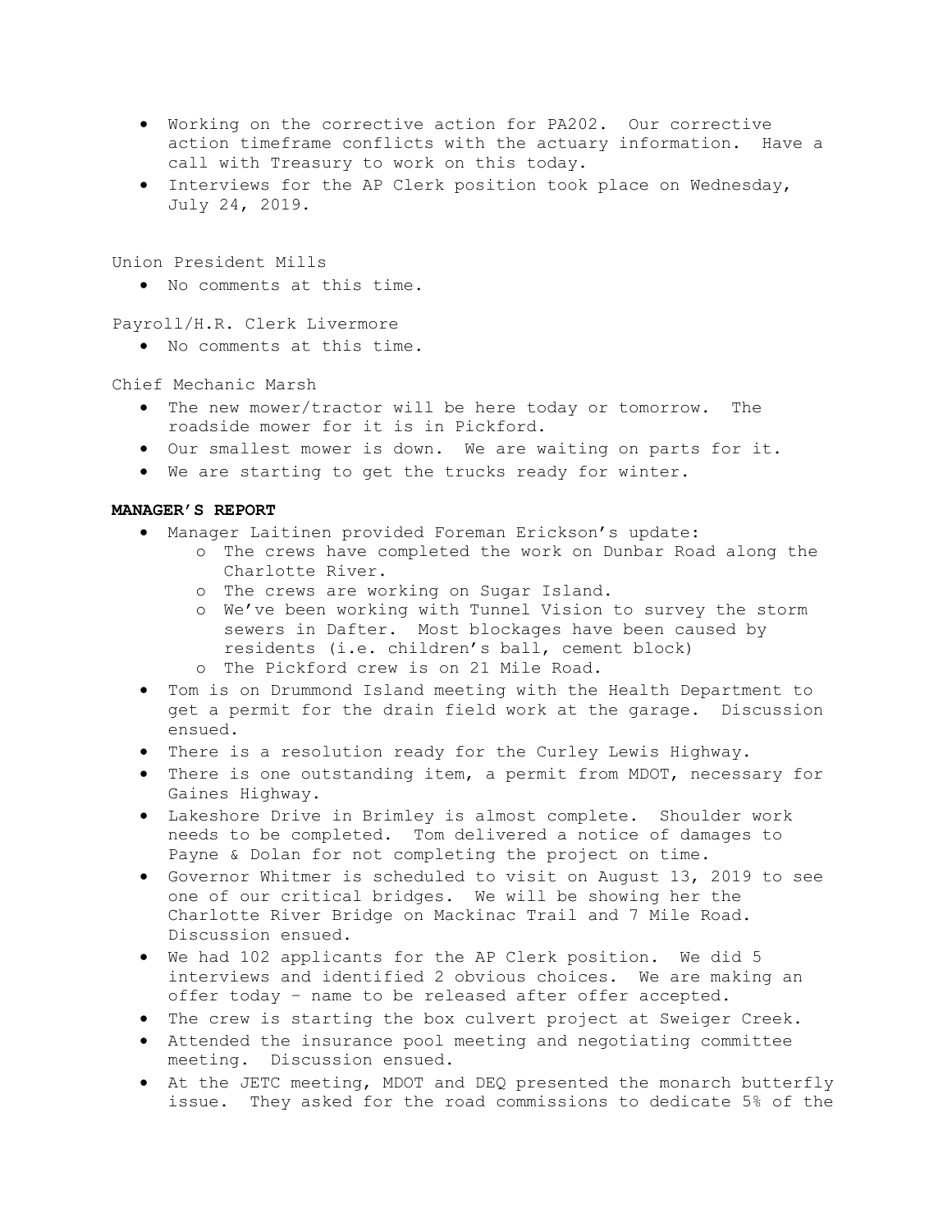- Working on the corrective action for PA202. Our corrective action timeframe conflicts with the actuary information. Have a call with Treasury to work on this today.
- Interviews for the AP Clerk position took place on Wednesday, July 24, 2019.

Union President Mills

- No comments at this time.

Payroll/H.R. Clerk Livermore

- No comments at this time.

Chief Mechanic Marsh

- The new mower/tractor will be here today or tomorrow. The roadside mower for it is in Pickford.
- Our smallest mower is down. We are waiting on parts for it.
- We are starting to get the trucks ready for winter.

**MANAGER'S REPORT**

- Manager Laitinen provided Foreman Erickson's update:
  - The crews have completed the work on Dunbar Road along the Charlotte River.
  - The crews are working on Sugar Island.
  - We've been working with Tunnel Vision to survey the storm sewers in Dafter. Most blockages have been caused by residents (i.e. children's ball, cement block)
  - The Pickford crew is on 21 Mile Road.
- Tom is on Drummond Island meeting with the Health Department to get a permit for the drain field work at the garage. Discussion ensued.
- There is a resolution ready for the Curley Lewis Highway.
- There is one outstanding item, a permit from MDOT, necessary for Gaines Highway.
- Lakeshore Drive in Brimley is almost complete. Shoulder work needs to be completed. Tom delivered a notice of damages to Payne & Dolan for not completing the project on time.
- Governor Whitmer is scheduled to visit on August 13, 2019 to see one of our critical bridges. We will be showing her the Charlotte River Bridge on Mackinac Trail and 7 Mile Road. Discussion ensued.
- We had 102 applicants for the AP Clerk position. We did 5 interviews and identified 2 obvious choices. We are making an offer today – name to be released after offer accepted.
- The crew is starting the box culvert project at Sweiger Creek.
- Attended the insurance pool meeting and negotiating committee meeting. Discussion ensued.
- At the JETC meeting, MDOT and DEQ presented the monarch butterfly issue. They asked for the road commissions to dedicate 5% of the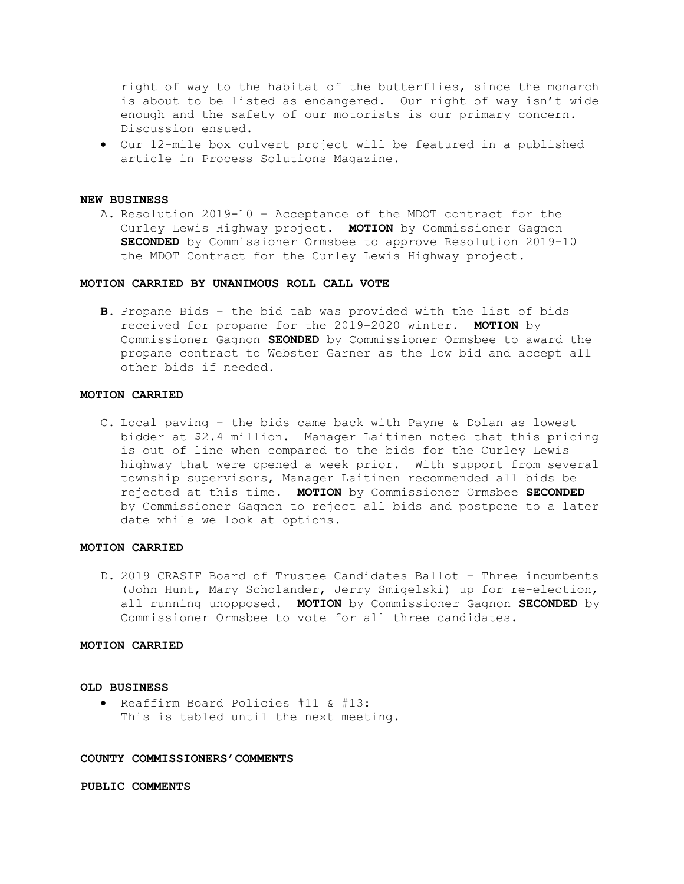right of way to the habitat of the butterflies, since the monarch is about to be listed as endangered. Our right of way isn't wide enough and the safety of our motorists is our primary concern. Discussion ensued.

- Our 12-mile box culvert project will be featured in a published article in Process Solutions Magazine.

**NEW BUSINESS**

A. Resolution 2019-10 – Acceptance of the MDOT contract for the Curley Lewis Highway project. **MOTION** by Commissioner Gagnon **SECONDED** by Commissioner Ormsbee to approve Resolution 2019-10 the MDOT Contract for the Curley Lewis Highway project.

**MOTION CARRIED BY UNANIMOUS ROLL CALL VOTE**

**B.** Propane Bids – the bid tab was provided with the list of bids received for propane for the 2019-2020 winter. **MOTION** by Commissioner Gagnon **SEONDED** by Commissioner Ormsbee to award the propane contract to Webster Garner as the low bid and accept all other bids if needed.

**MOTION CARRIED**

C. Local paving – the bids came back with Payne & Dolan as lowest bidder at $2.4 million. Manager Laitinen noted that this pricing is out of line when compared to the bids for the Curley Lewis highway that were opened a week prior. With support from several township supervisors, Manager Laitinen recommended all bids be rejected at this time. **MOTION** by Commissioner Ormsbee **SECONDED** by Commissioner Gagnon to reject all bids and postpone to a later date while we look at options.

**MOTION CARRIED**

D. 2019 CRASIF Board of Trustee Candidates Ballot – Three incumbents (John Hunt, Mary Scholander, Jerry Smigelski) up for re-election, all running unopposed. **MOTION** by Commissioner Gagnon **SECONDED** by Commissioner Ormsbee to vote for all three candidates.

**MOTION CARRIED**

**OLD BUSINESS**

- Reaffirm Board Policies #11 & #13:
  This is tabled until the next meeting.

**COUNTY COMMISSIONERS' COMMENTS**

**PUBLIC COMMENTS**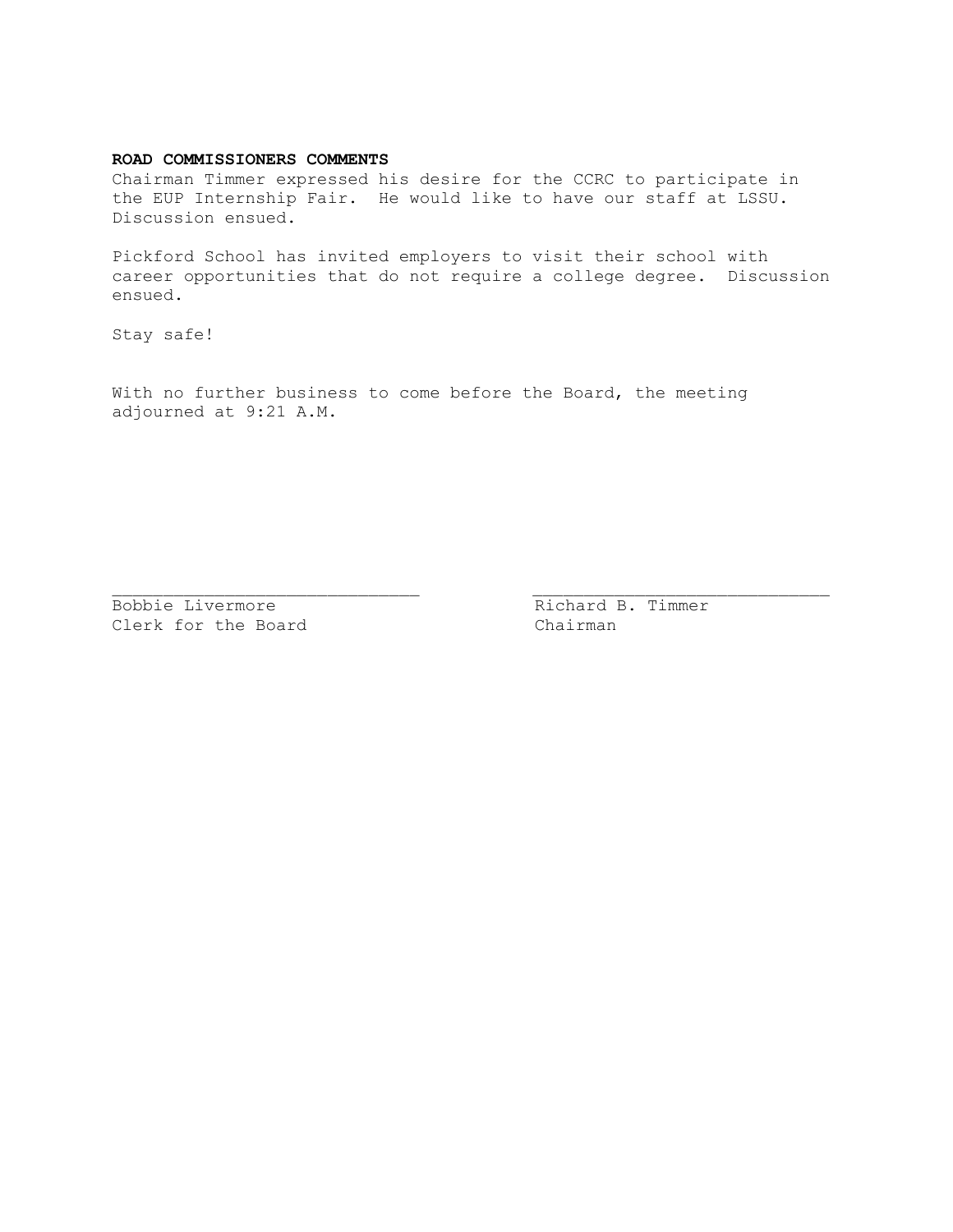**ROAD COMMISSIONERS COMMENTS**

Chairman Timmer expressed his desire for the CCRC to participate in the EUP Internship Fair. He would like to have our staff at LSSU. Discussion ensued.

Pickford School has invited employers to visit their school with career opportunities that do not require a college degree. Discussion ensued.

Stay safe!

With no further business to come before the Board, the meeting adjourned at 9:21 A.M.

| | |
|---|---|
| \_\_\_\_\_\_\_\_\_\_\_\_\_\_\_\_\_\_\_\_\_\_\_\_\_\_\_\_\_\_ | \_\_\_\_\_\_\_\_\_\_\_\_\_\_\_\_\_\_\_\_\_\_\_\_\_\_\_\_\_\_ |
| Bobbie Livermore | Richard B. Timmer |
| Clerk for the Board | Chairman |